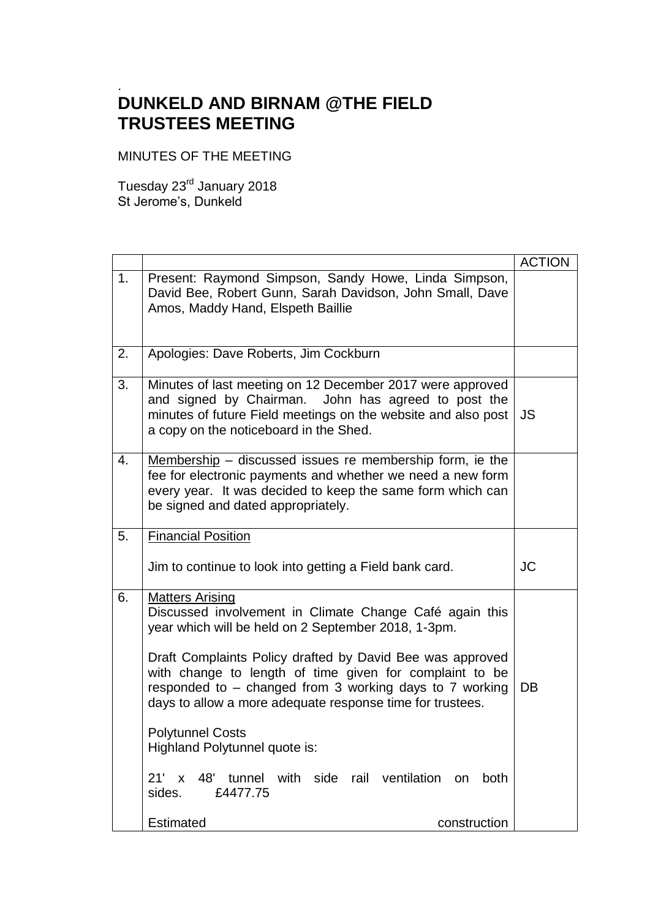.

# DUNKELD AND BIRNAM @THE FIELD TRUSTEES MEETING

MINUTES OF THE MEETING

Tuesday 23rd January 2018
St Jerome's, Dunkeld

| | | ACTION |
|---|---|---|
| 1. | Present: Raymond Simpson, Sandy Howe, Linda Simpson, David Bee, Robert Gunn, Sarah Davidson, John Small, Dave Amos, Maddy Hand, Elspeth Baillie | |
| 2. | Apologies: Dave Roberts, Jim Cockburn | |
| 3. | Minutes of last meeting on 12 December 2017 were approved and signed by Chairman. John has agreed to post the minutes of future Field meetings on the website and also post a copy on the noticeboard in the Shed. | JS |
| 4. | Membership – discussed issues re membership form, ie the fee for electronic payments and whether we need a new form every year. It was decided to keep the same form which can be signed and dated appropriately. | |
| 5. | Financial Position<br><br>Jim to continue to look into getting a Field bank card. | JC |
| 6. | Matters Arising<br>Discussed involvement in Climate Change Café again this year which will be held on 2 September 2018, 1-3pm.<br><br>Draft Complaints Policy drafted by David Bee was approved with change to length of time given for complaint to be responded to – changed from 3 working days to 7 working days to allow a more adequate response time for trustees.<br><br>Polytunnel Costs<br>Highland Polytunnel quote is:<br><br>21' x 48' tunnel with side rail ventilation on both sides. £4477.75<br><br>Estimated construction | DB |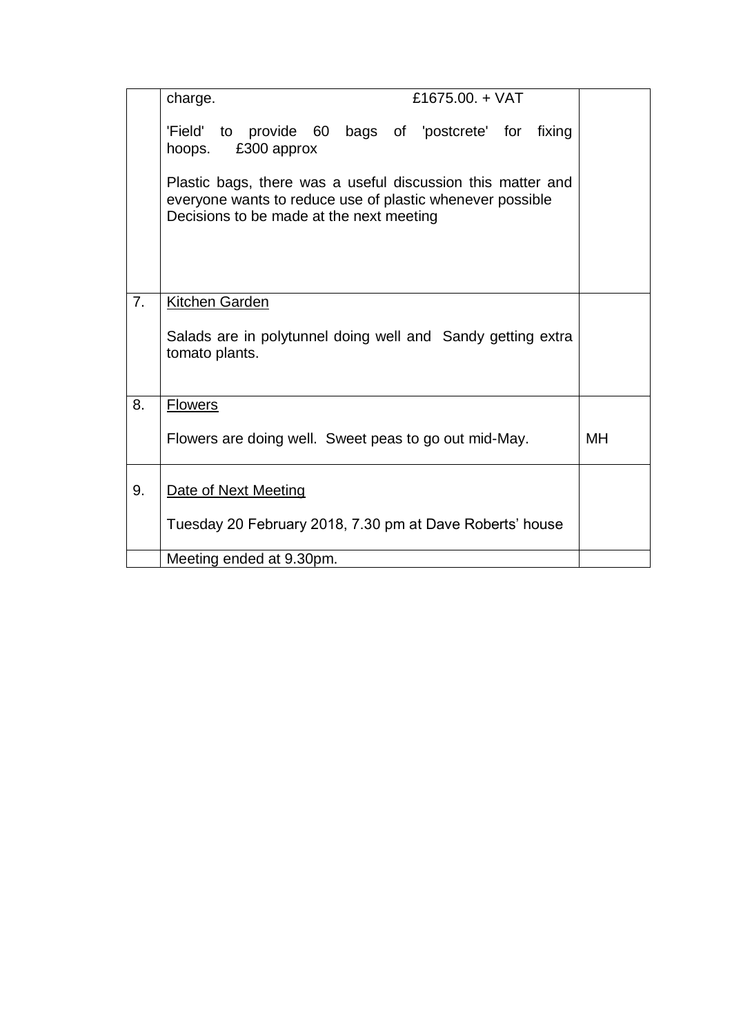| | | |
|---|---|---|
| | charge. £1675.00. + VAT<br><br>'Field' to provide 60 bags of 'postcrete' for fixing hoops. £300 approx<br><br>Plastic bags, there was a useful discussion this matter and everyone wants to reduce use of plastic whenever possible Decisions to be made at the next meeting | |
| 7. | <u>Kitchen Garden</u><br><br>Salads are in polytunnel doing well and Sandy getting extra tomato plants. | |
| 8. | <u>Flowers</u><br><br>Flowers are doing well. Sweet peas to go out mid-May. | MH |
| 9. | <u>Date of Next Meeting</u><br><br>Tuesday 20 February 2018, 7.30 pm at Dave Roberts' house | |
| | Meeting ended at 9.30pm. | |